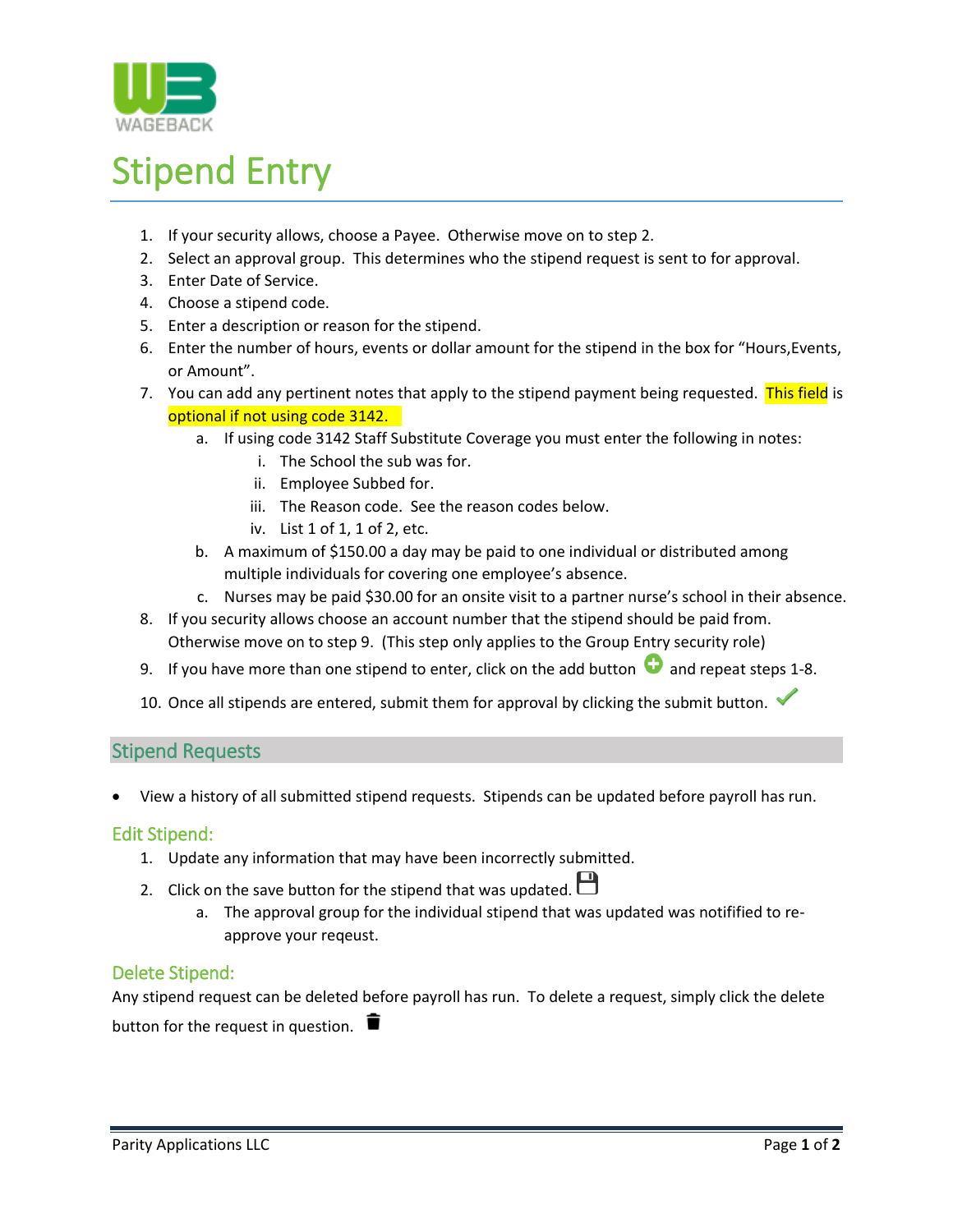# Stipend Entry

1. If your security allows, choose a Payee. Otherwise move on to step 2.
2. Select an approval group. This determines who the stipend request is sent to for approval.
3. Enter Date of Service.
4. Choose a stipend code.
5. Enter a description or reason for the stipend.
6. Enter the number of hours, events or dollar amount for the stipend in the box for "Hours,Events, or Amount".
7. You can add any pertinent notes that apply to the stipend payment being requested. This field is optional if not using code 3142.
   a. If using code 3142 Staff Substitute Coverage you must enter the following in notes:
      i. The School the sub was for.
      ii. Employee Subbed for.
      iii. The Reason code. See the reason codes below.
      iv. List 1 of 1, 1 of 2, etc.
   b. A maximum of $150.00 a day may be paid to one individual or distributed among multiple individuals for covering one employee's absence.
   c. Nurses may be paid $30.00 for an onsite visit to a partner nurse's school in their absence.
8. If you security allows choose an account number that the stipend should be paid from. Otherwise move on to step 9. (This step only applies to the Group Entry security role)
9. If you have more than one stipend to enter, click on the add button and repeat steps 1-8.
10. Once all stipends are entered, submit them for approval by clicking the submit button.

## Stipend Requests

- View a history of all submitted stipend requests. Stipends can be updated before payroll has run.

### Edit Stipend:

1. Update any information that may have been incorrectly submitted.
2. Click on the save button for the stipend that was updated.
   a. The approval group for the individual stipend that was updated was notified to re-approve your reqeust.

### Delete Stipend:

Any stipend request can be deleted before payroll has run. To delete a request, simply click the delete button for the request in question.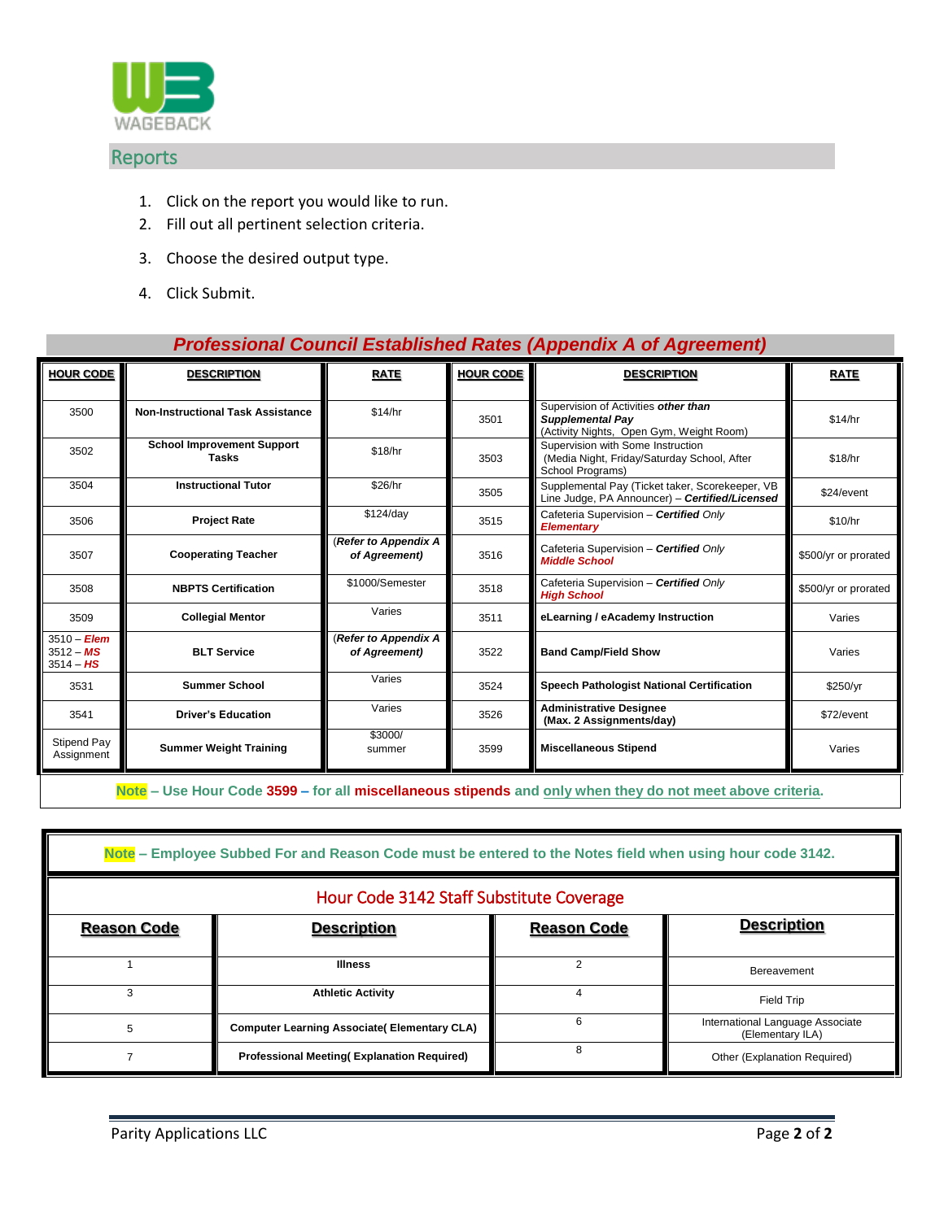WAGEBACK

## Reports

1. Click on the report you would like to run.
2. Fill out all pertinent selection criteria.
3. Choose the desired output type.
4. Click Submit.

### *Professional Council Established Rates (Appendix A of Agreement)*

| HOUR CODE | DESCRIPTION | RATE | HOUR CODE | DESCRIPTION | RATE |
|---|---|---|---|---|---|
| 3500 | **Non-Instructional Task Assistance** | $14/hr | 3501 | Supervision of Activities ***other than Supplemental Pay*** (Activity Nights, Open Gym, Weight Room) | $14/hr |
| 3502 | **School Improvement Support Tasks** | $18/hr | 3503 | Supervision with Some Instruction (Media Night, Friday/Saturday School, After School Programs) | $18/hr |
| 3504 | **Instructional Tutor** | $26/hr | 3505 | Supplemental Pay (Ticket taker, Scorekeeper, VB Line Judge, PA Announcer) – ***Certified/Licensed*** | $24/event |
| 3506 | **Project Rate** | $124/day | 3515 | Cafeteria Supervision – ***Certified*** *Only* ***Elementary*** | $10/hr |
| 3507 | **Cooperating Teacher** | (***Refer to Appendix A of Agreement)*** | 3516 | Cafeteria Supervision – ***Certified*** *Only* ***Middle School*** | $500/yr or prorated |
| 3508 | **NBPTS Certification** | $1000/Semester | 3518 | Cafeteria Supervision – ***Certified*** *Only* ***High School*** | $500/yr or prorated |
| 3509 | **Collegial Mentor** | Varies | 3511 | **eLearning / eAcademy Instruction** | Varies |
| 3510 – ***Elem*** 3512 – ***MS*** 3514 – ***HS*** | **BLT Service** | (***Refer to Appendix A of Agreement)*** | 3522 | **Band Camp/Field Show** | Varies |
| 3531 | **Summer School** | Varies | 3524 | **Speech Pathologist National Certification** | $250/yr |
| 3541 | **Driver's Education** | Varies | 3526 | **Administrative Designee (Max. 2 Assignments/day)** | $72/event |
| Stipend Pay Assignment | **Summer Weight Training** | $3000/ summer | 3599 | **Miscellaneous Stipend** | Varies |

**Note – Use Hour Code 3599 – for all miscellaneous stipends and only when they do not meet above criteria.**

**Note – Employee Subbed For and Reason Code must be entered to the Notes field when using hour code 3142.**

### Hour Code 3142 Staff Substitute Coverage

| Reason Code | Description | Reason Code | Description |
|---|---|---|---|
| 1 | **Illness** | 2 | Bereavement |
| 3 | **Athletic Activity** | 4 | Field Trip |
| 5 | **Computer Learning Associate( Elementary CLA)** | 6 | International Language Associate (Elementary ILA) |
| 7 | **Professional Meeting( Explanation Required)** | 8 | Other (Explanation Required) |

Parity Applications LLC